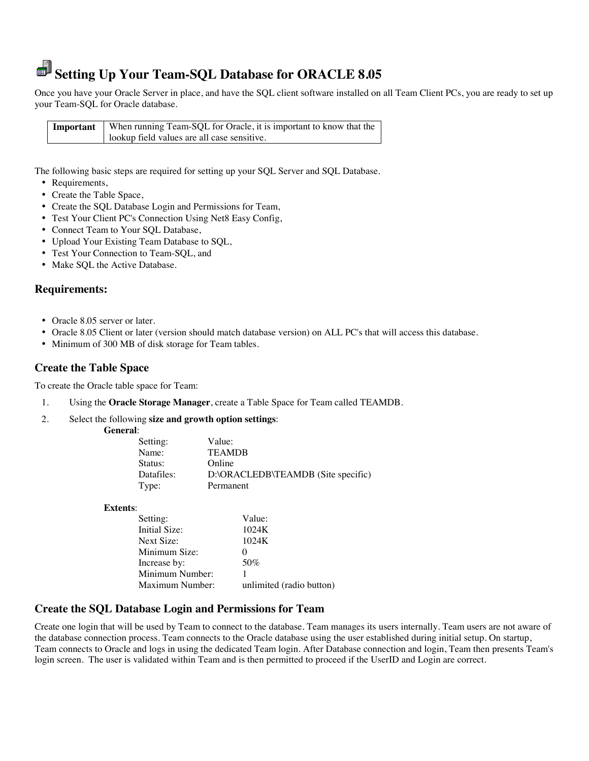# Setting Up Your Team-SQL Database for ORACLE 8.05

Once you have your Oracle Server in place, and have the SQL client software installed on all Team Client PCs, you are ready to set up your Team-SQL for Oracle database.

| **Important** | When running Team-SQL for Oracle, it is important to know that the lookup field values are all case sensitive. |
|---|---|

The following basic steps are required for setting up your SQL Server and SQL Database.

- Requirements,
- Create the Table Space,
- Create the SQL Database Login and Permissions for Team,
- Test Your Client PC's Connection Using Net8 Easy Config,
- Connect Team to Your SQL Database,
- Upload Your Existing Team Database to SQL,
- Test Your Connection to Team-SQL, and
- Make SQL the Active Database.

## Requirements:

- Oracle 8.05 server or later.
- Oracle 8.05 Client or later (version should match database version) on ALL PC's that will access this database.
- Minimum of 300 MB of disk storage for Team tables.

## Create the Table Space

To create the Oracle table space for Team:

1. Using the **Oracle Storage Manager**, create a Table Space for Team called TEAMDB.
2. Select the following **size and growth option settings**:

   **General**:

   | Setting: | Value: |
   |---|---|
   | Name: | TEAMDB |
   | Status: | Online |
   | Datafiles: | D:\ORACLEDB\TEAMDB (Site specific) |
   | Type: | Permanent |

   **Extents**:

   | Setting: | Value: |
   |---|---|
   | Initial Size: | 1024K |
   | Next Size: | 1024K |
   | Minimum Size: | 0 |
   | Increase by: | 50% |
   | Minimum Number: | 1 |
   | Maximum Number: | unlimited (radio button) |

## Create the SQL Database Login and Permissions for Team

Create one login that will be used by Team to connect to the database. Team manages its users internally. Team users are not aware of the database connection process. Team connects to the Oracle database using the user established during initial setup. On startup, Team connects to Oracle and logs in using the dedicated Team login. After Database connection and login, Team then presents Team's login screen. The user is validated within Team and is then permitted to proceed if the UserID and Login are correct.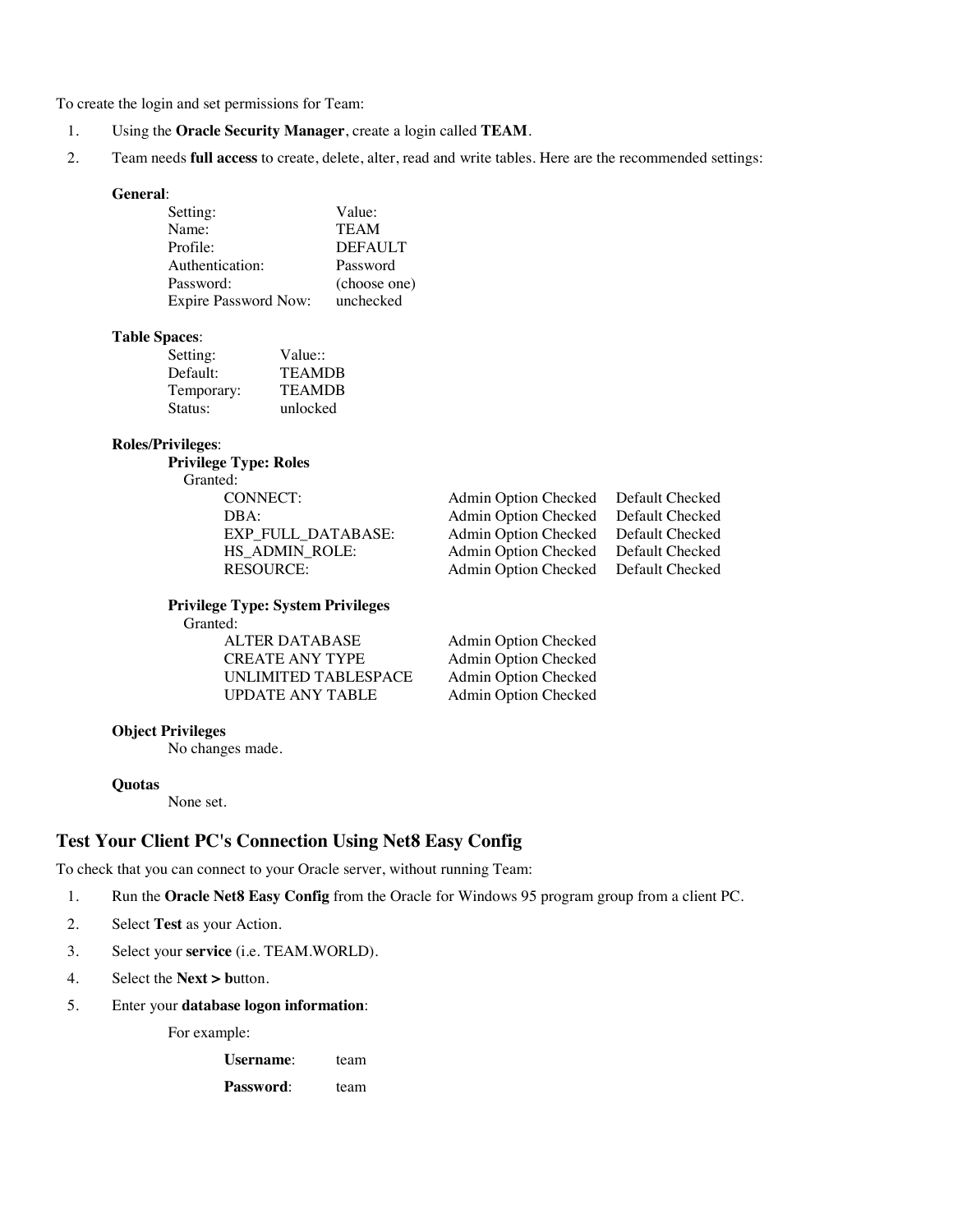To create the login and set permissions for Team:

1. Using the **Oracle Security Manager**, create a login called **TEAM**.
2. Team needs **full access** to create, delete, alter, read and write tables. Here are the recommended settings:

**General**:

| Setting: | Value: |
|---|---|
| Name: | TEAM |
| Profile: | DEFAULT |
| Authentication: | Password |
| Password: | (choose one) |
| Expire Password Now: | unchecked |

**Table Spaces**:

| Setting: | Value:: |
|---|---|
| Default: | TEAMDB |
| Temporary: | TEAMDB |
| Status: | unlocked |

**Roles/Privileges**:

**Privilege Type: Roles**

Granted:

| | | |
|---|---|---|
| CONNECT: | Admin Option Checked | Default Checked |
| DBA: | Admin Option Checked | Default Checked |
| EXP_FULL_DATABASE: | Admin Option Checked | Default Checked |
| HS_ADMIN_ROLE: | Admin Option Checked | Default Checked |
| RESOURCE: | Admin Option Checked | Default Checked |

**Privilege Type: System Privileges**

Granted:

| | |
|---|---|
| ALTER DATABASE | Admin Option Checked |
| CREATE ANY TYPE | Admin Option Checked |
| UNLIMITED TABLESPACE | Admin Option Checked |
| UPDATE ANY TABLE | Admin Option Checked |

**Object Privileges**

No changes made.

**Quotas**

None set.

## Test Your Client PC's Connection Using Net8 Easy Config

To check that you can connect to your Oracle server, without running Team:

1. Run the **Oracle Net8 Easy Config** from the Oracle for Windows 95 program group from a client PC.
2. Select **Test** as your Action.
3. Select your **service** (i.e. TEAM.WORLD).
4. Select the **Next > b**utton.
5. Enter your **database logon information**:

   For example:

   **Username**: team

   **Password**: team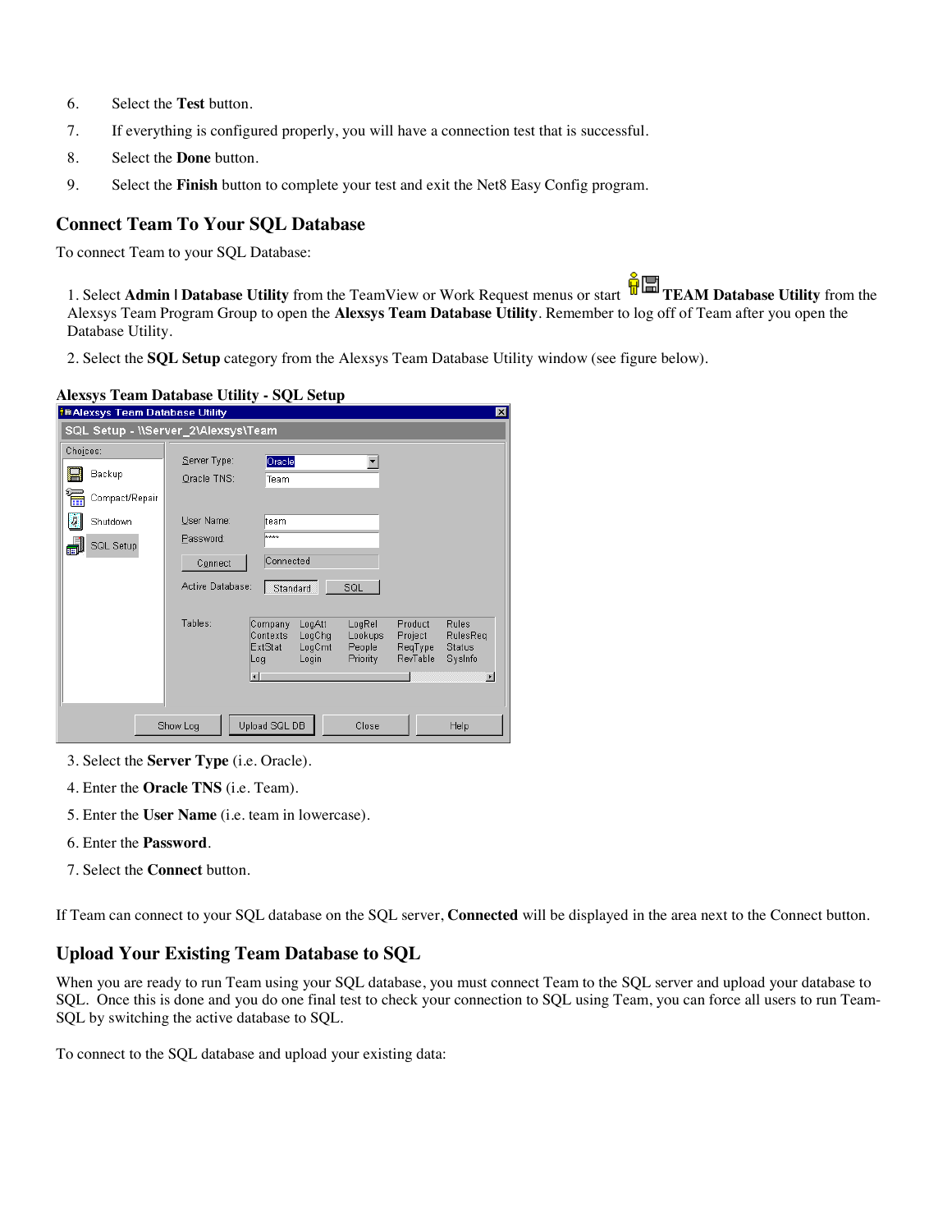6. Select the **Test** button.
7. If everything is configured properly, you will have a connection test that is successful.
8. Select the **Done** button.
9. Select the **Finish** button to complete your test and exit the Net8 Easy Config program.

## Connect Team To Your SQL Database

To connect Team to your SQL Database:

1. Select **Admin | Database Utility** from the TeamView or Work Request menus or start **TEAM Database Utility** from the Alexsys Team Program Group to open the **Alexsys Team Database Utility**. Remember to log off of Team after you open the Database Utility.

2. Select the **SQL Setup** category from the Alexsys Team Database Utility window (see figure below).

**Alexsys Team Database Utility - SQL Setup**

3. Select the **Server Type** (i.e. Oracle).
4. Enter the **Oracle TNS** (i.e. Team).
5. Enter the **User Name** (i.e. team in lowercase).
6. Enter the **Password**.
7. Select the **Connect** button.

If Team can connect to your SQL database on the SQL server, **Connected** will be displayed in the area next to the Connect button.

## Upload Your Existing Team Database to SQL

When you are ready to run Team using your SQL database, you must connect Team to the SQL server and upload your database to SQL. Once this is done and you do one final test to check your connection to SQL using Team, you can force all users to run Team-SQL by switching the active database to SQL.

To connect to the SQL database and upload your existing data: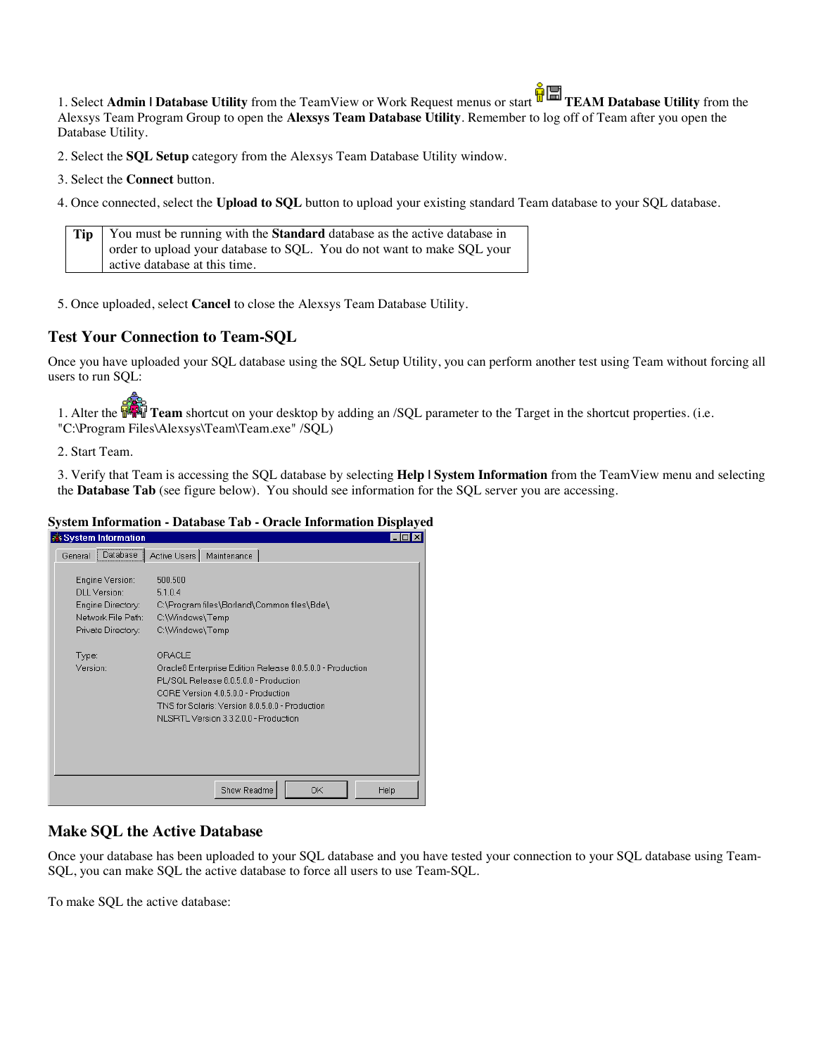1. Select **Admin | Database Utility** from the TeamView or Work Request menus or start **TEAM Database Utility** from the Alexsys Team Program Group to open the **Alexsys Team Database Utility**. Remember to log off of Team after you open the Database Utility.

2. Select the **SQL Setup** category from the Alexsys Team Database Utility window.

3. Select the **Connect** button.

4. Once connected, select the **Upload to SQL** button to upload your existing standard Team database to your SQL database.

| **Tip** | You must be running with the **Standard** database as the active database in order to upload your database to SQL. You do not want to make SQL your active database at this time. |
|---|---|

5. Once uploaded, select **Cancel** to close the Alexsys Team Database Utility.

## Test Your Connection to Team-SQL

Once you have uploaded your SQL database using the SQL Setup Utility, you can perform another test using Team without forcing all users to run SQL:

1. Alter the **Team** shortcut on your desktop by adding an /SQL parameter to the Target in the shortcut properties. (i.e. "C:\Program Files\Alexsys\Team\Team.exe" /SQL)

2. Start Team.

3. Verify that Team is accessing the SQL database by selecting **Help | System Information** from the TeamView menu and selecting the **Database Tab** (see figure below). You should see information for the SQL server you are accessing.

**System Information - Database Tab - Oracle Information Displayed**

## Make SQL the Active Database

Once your database has been uploaded to your SQL database and you have tested your connection to your SQL database using Team-SQL, you can make SQL the active database to force all users to use Team-SQL.

To make SQL the active database: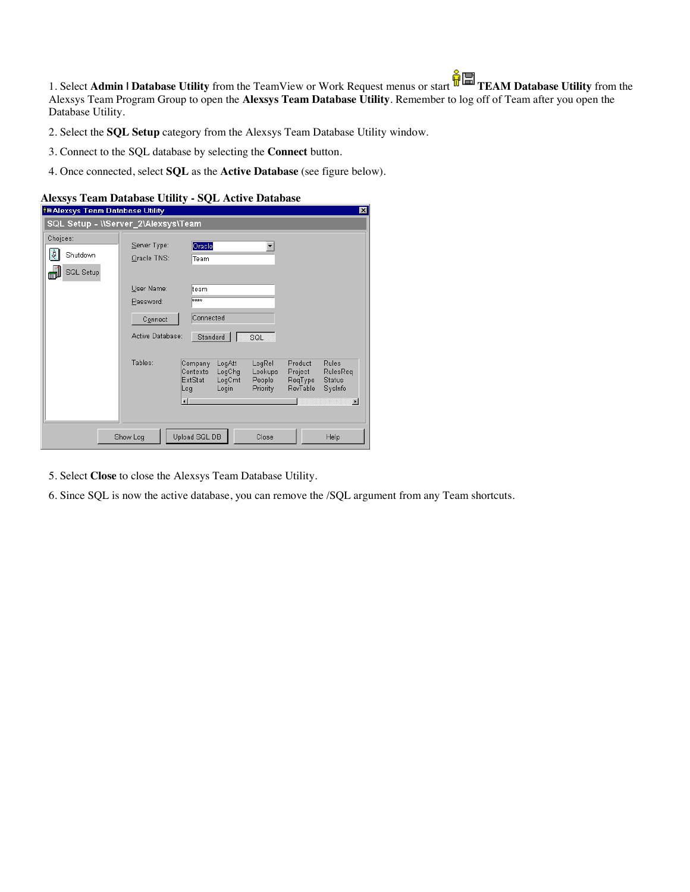1. Select **Admin | Database Utility** from the TeamView or Work Request menus or start **TEAM Database Utility** from the Alexsys Team Program Group to open the **Alexsys Team Database Utility**. Remember to log off of Team after you open the Database Utility.

2. Select the **SQL Setup** category from the Alexsys Team Database Utility window.

3. Connect to the SQL database by selecting the **Connect** button.

4. Once connected, select **SQL** as the **Active Database** (see figure below).

**Alexsys Team Database Utility - SQL Active Database**

5. Select **Close** to close the Alexsys Team Database Utility.

6. Since SQL is now the active database, you can remove the /SQL argument from any Team shortcuts.